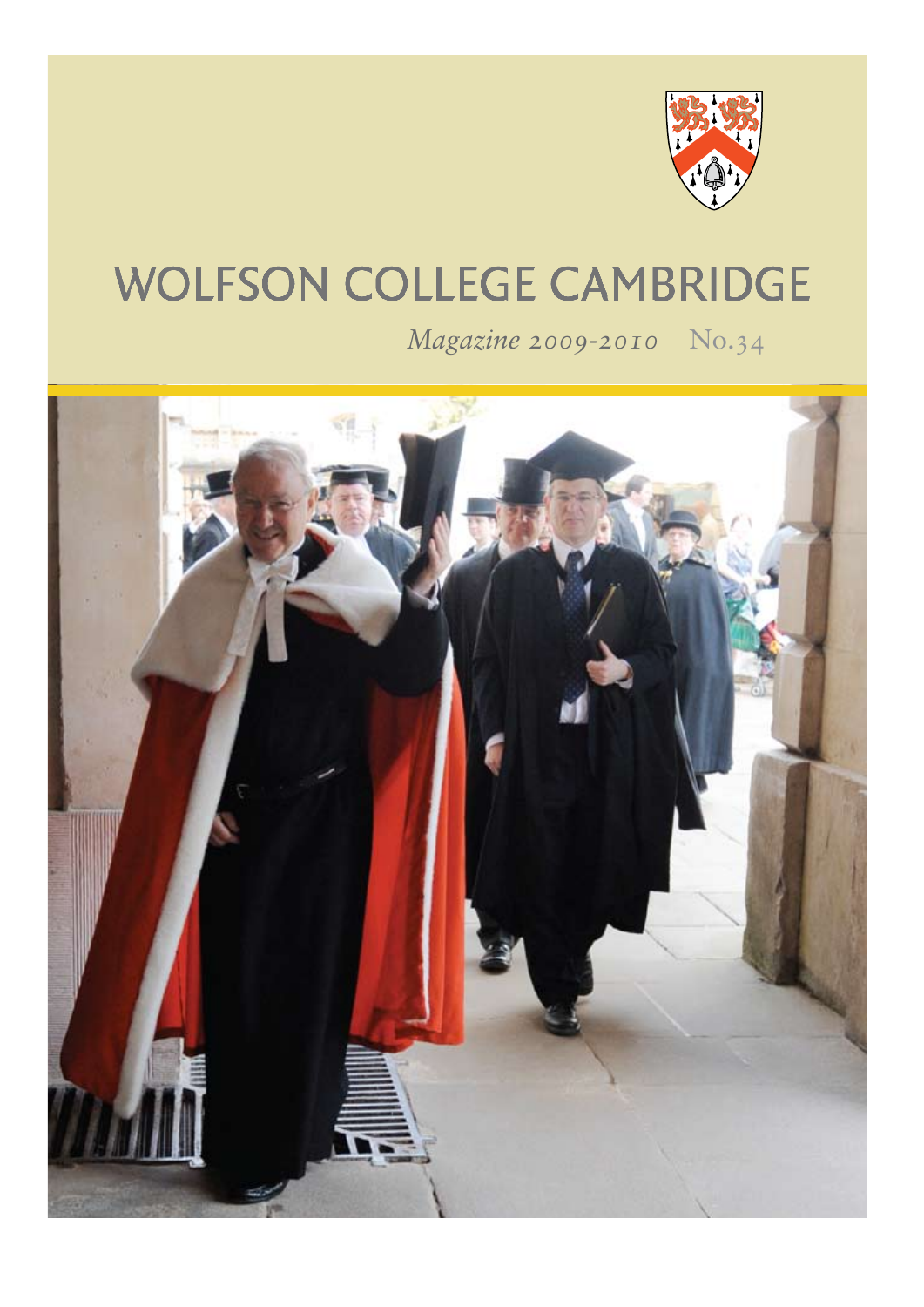# WOLFSON COLLEGE CAMBRIDGE

*Magazine 2009-2010* No.34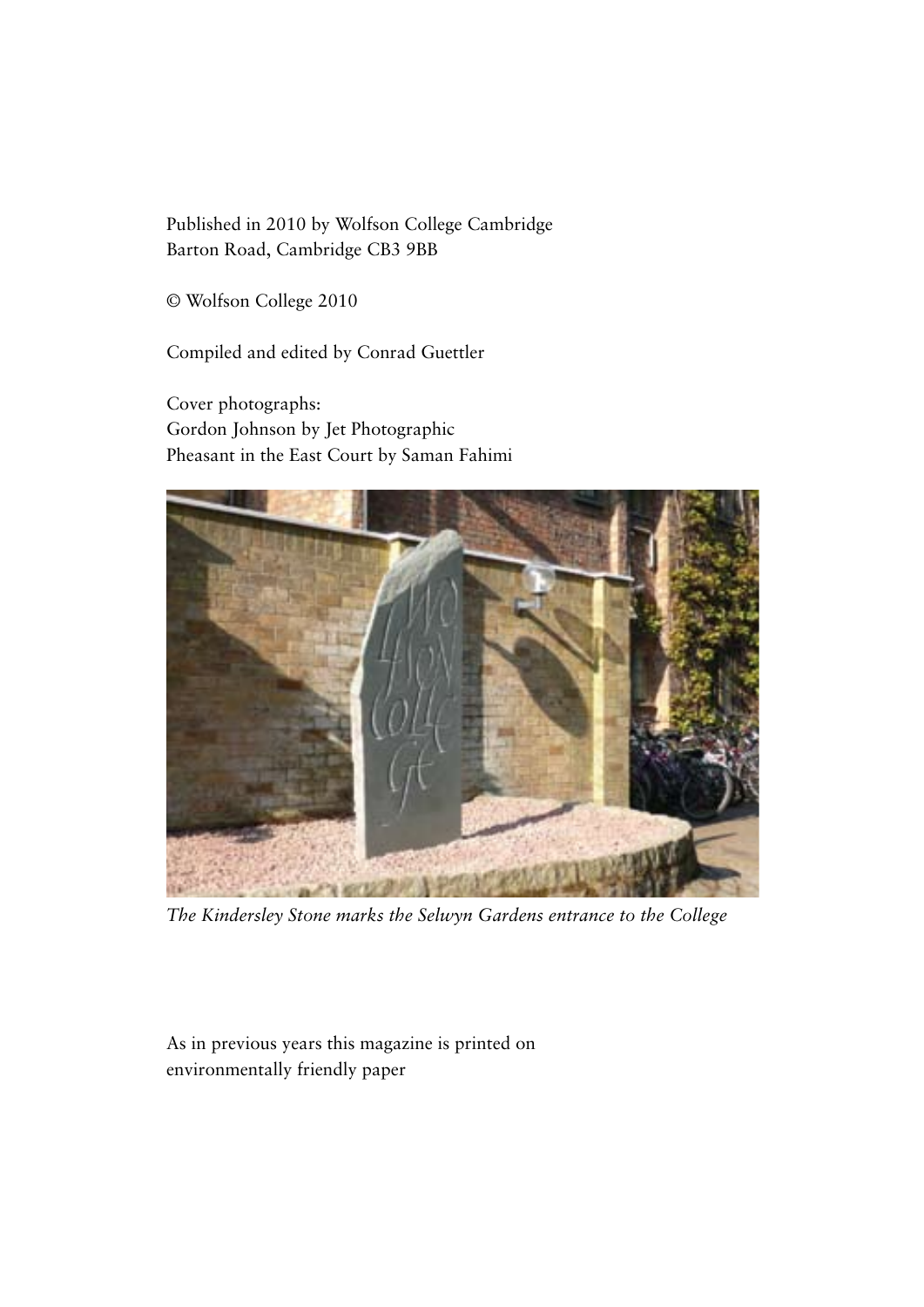Published in 2010 by Wolfson College Cambridge
Barton Road, Cambridge CB3 9BB

© Wolfson College 2010

Compiled and edited by Conrad Guettler

Cover photographs:
Gordon Johnson by Jet Photographic
Pheasant in the East Court by Saman Fahimi

*The Kindersley Stone marks the Selwyn Gardens entrance to the College*

As in previous years this magazine is printed on
environmentally friendly paper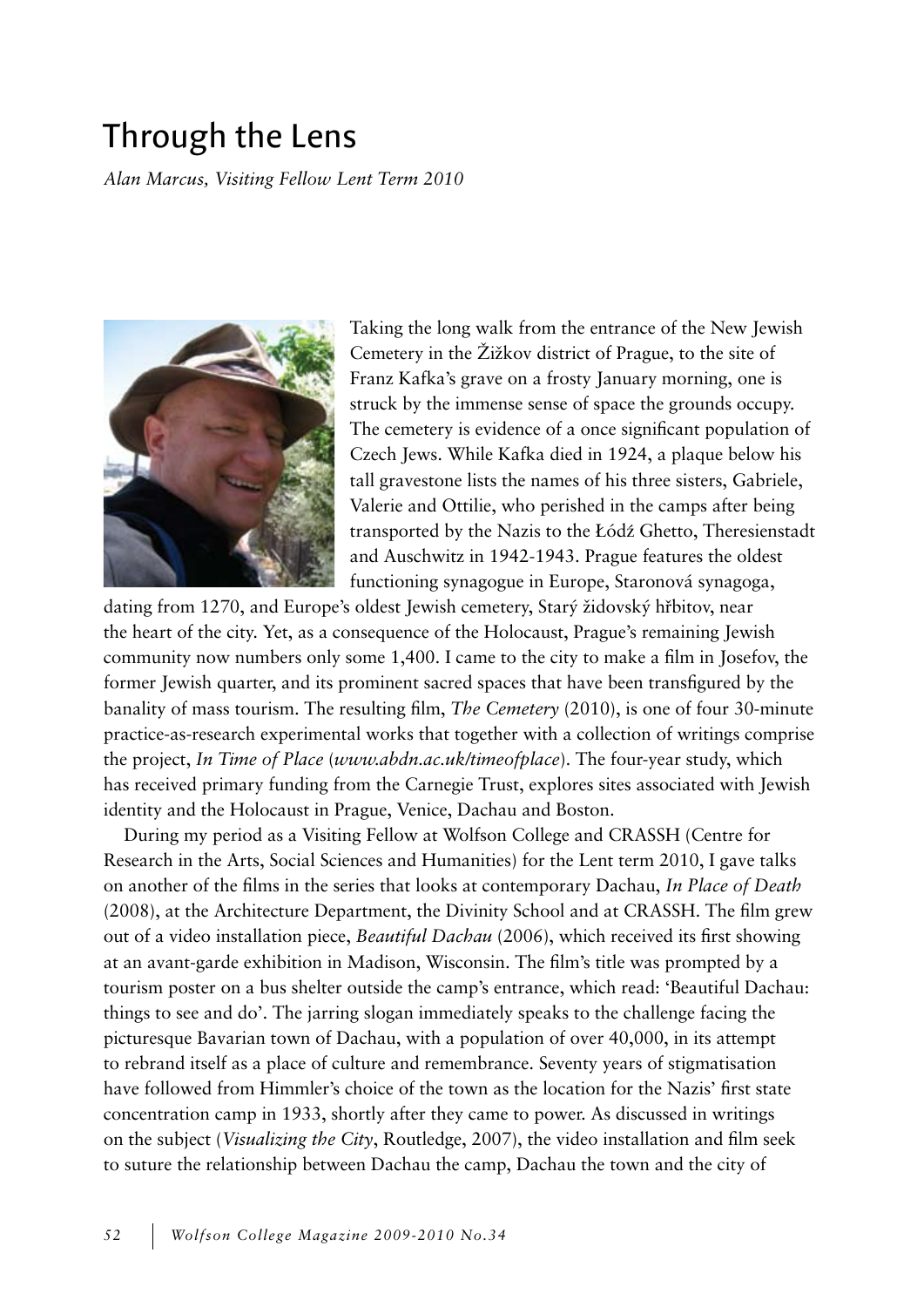# Through the Lens

*Alan Marcus, Visiting Fellow Lent Term 2010*

Taking the long walk from the entrance of the New Jewish Cemetery in the Žižkov district of Prague, to the site of Franz Kafka's grave on a frosty January morning, one is struck by the immense sense of space the grounds occupy. The cemetery is evidence of a once significant population of Czech Jews. While Kafka died in 1924, a plaque below his tall gravestone lists the names of his three sisters, Gabriele, Valerie and Ottilie, who perished in the camps after being transported by the Nazis to the Łódź Ghetto, Theresienstadt and Auschwitz in 1942-1943. Prague features the oldest functioning synagogue in Europe, Staronová synagoga, dating from 1270, and Europe's oldest Jewish cemetery, Starý židovský hřbitov, near the heart of the city. Yet, as a consequence of the Holocaust, Prague's remaining Jewish community now numbers only some 1,400. I came to the city to make a film in Josefov, the former Jewish quarter, and its prominent sacred spaces that have been transfigured by the banality of mass tourism. The resulting film, *The Cemetery* (2010), is one of four 30-minute practice-as-research experimental works that together with a collection of writings comprise the project, *In Time of Place* (*www.abdn.ac.uk/timeofplace*). The four-year study, which has received primary funding from the Carnegie Trust, explores sites associated with Jewish identity and the Holocaust in Prague, Venice, Dachau and Boston.

During my period as a Visiting Fellow at Wolfson College and CRASSH (Centre for Research in the Arts, Social Sciences and Humanities) for the Lent term 2010, I gave talks on another of the films in the series that looks at contemporary Dachau, *In Place of Death* (2008), at the Architecture Department, the Divinity School and at CRASSH. The film grew out of a video installation piece, *Beautiful Dachau* (2006), which received its first showing at an avant-garde exhibition in Madison, Wisconsin. The film's title was prompted by a tourism poster on a bus shelter outside the camp's entrance, which read: 'Beautiful Dachau: things to see and do'. The jarring slogan immediately speaks to the challenge facing the picturesque Bavarian town of Dachau, with a population of over 40,000, in its attempt to rebrand itself as a place of culture and remembrance. Seventy years of stigmatisation have followed from Himmler's choice of the town as the location for the Nazis' first state concentration camp in 1933, shortly after they came to power. As discussed in writings on the subject (*Visualizing the City*, Routledge, 2007), the video installation and film seek to suture the relationship between Dachau the camp, Dachau the town and the city of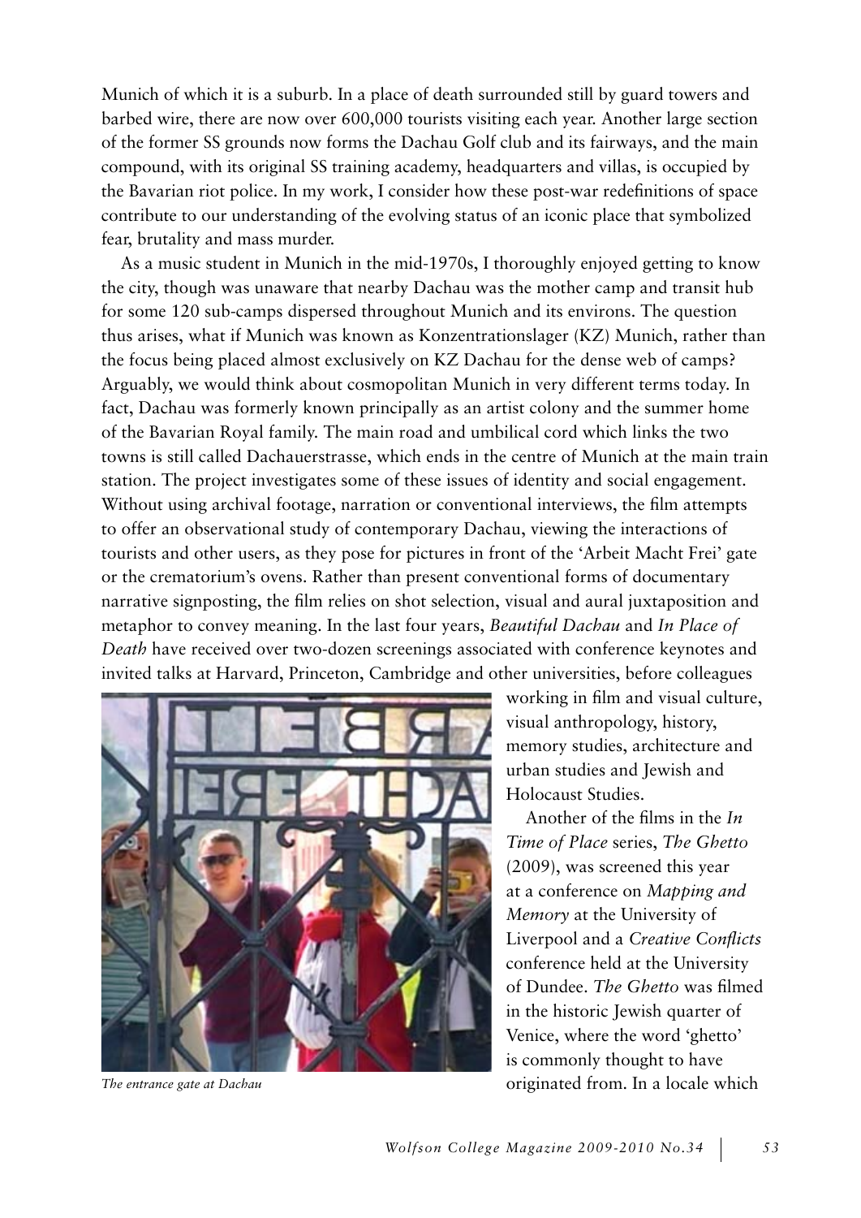Munich of which it is a suburb. In a place of death surrounded still by guard towers and barbed wire, there are now over 600,000 tourists visiting each year. Another large section of the former SS grounds now forms the Dachau Golf club and its fairways, and the main compound, with its original SS training academy, headquarters and villas, is occupied by the Bavarian riot police. In my work, I consider how these post-war redefinitions of space contribute to our understanding of the evolving status of an iconic place that symbolized fear, brutality and mass murder.

As a music student in Munich in the mid-1970s, I thoroughly enjoyed getting to know the city, though was unaware that nearby Dachau was the mother camp and transit hub for some 120 sub-camps dispersed throughout Munich and its environs. The question thus arises, what if Munich was known as Konzentrationslager (KZ) Munich, rather than the focus being placed almost exclusively on KZ Dachau for the dense web of camps? Arguably, we would think about cosmopolitan Munich in very different terms today. In fact, Dachau was formerly known principally as an artist colony and the summer home of the Bavarian Royal family. The main road and umbilical cord which links the two towns is still called Dachauerstrasse, which ends in the centre of Munich at the main train station. The project investigates some of these issues of identity and social engagement. Without using archival footage, narration or conventional interviews, the film attempts to offer an observational study of contemporary Dachau, viewing the interactions of tourists and other users, as they pose for pictures in front of the 'Arbeit Macht Frei' gate or the crematorium's ovens. Rather than present conventional forms of documentary narrative signposting, the film relies on shot selection, visual and aural juxtaposition and metaphor to convey meaning. In the last four years, *Beautiful Dachau* and *In Place of Death* have received over two-dozen screenings associated with conference keynotes and invited talks at Harvard, Princeton, Cambridge and other universities, before colleagues working in film and visual culture, visual anthropology, history, memory studies, architecture and urban studies and Jewish and Holocaust Studies.

*The entrance gate at Dachau*

Another of the films in the *In Time of Place* series, *The Ghetto* (2009), was screened this year at a conference on *Mapping and Memory* at the University of Liverpool and a *Creative Conflicts* conference held at the University of Dundee. *The Ghetto* was filmed in the historic Jewish quarter of Venice, where the word 'ghetto' is commonly thought to have originated from. In a locale which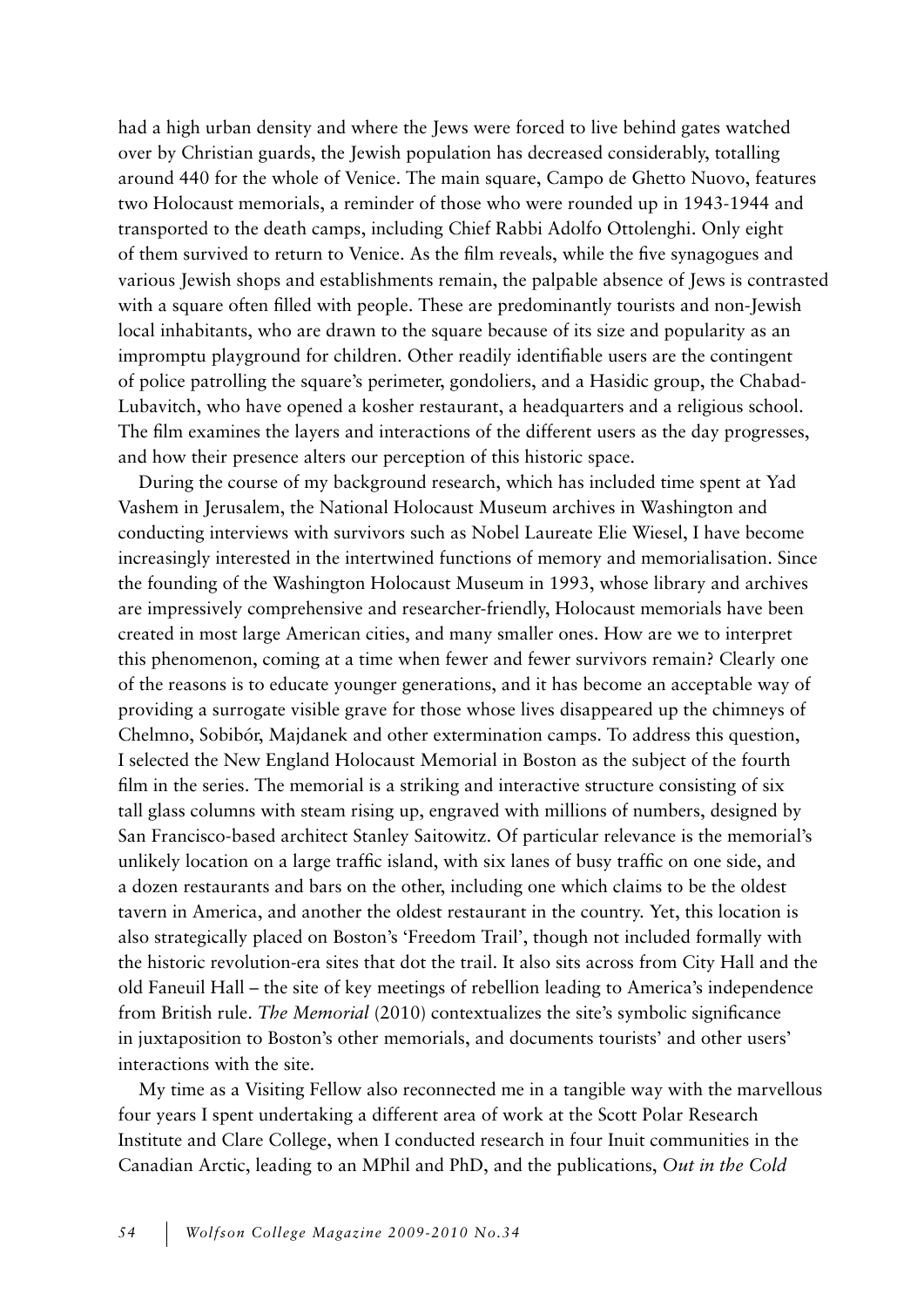had a high urban density and where the Jews were forced to live behind gates watched over by Christian guards, the Jewish population has decreased considerably, totalling around 440 for the whole of Venice. The main square, Campo de Ghetto Nuovo, features two Holocaust memorials, a reminder of those who were rounded up in 1943-1944 and transported to the death camps, including Chief Rabbi Adolfo Ottolenghi. Only eight of them survived to return to Venice. As the film reveals, while the five synagogues and various Jewish shops and establishments remain, the palpable absence of Jews is contrasted with a square often filled with people. These are predominantly tourists and non-Jewish local inhabitants, who are drawn to the square because of its size and popularity as an impromptu playground for children. Other readily identifiable users are the contingent of police patrolling the square's perimeter, gondoliers, and a Hasidic group, the Chabad-Lubavitch, who have opened a kosher restaurant, a headquarters and a religious school. The film examines the layers and interactions of the different users as the day progresses, and how their presence alters our perception of this historic space.

During the course of my background research, which has included time spent at Yad Vashem in Jerusalem, the National Holocaust Museum archives in Washington and conducting interviews with survivors such as Nobel Laureate Elie Wiesel, I have become increasingly interested in the intertwined functions of memory and memorialisation. Since the founding of the Washington Holocaust Museum in 1993, whose library and archives are impressively comprehensive and researcher-friendly, Holocaust memorials have been created in most large American cities, and many smaller ones. How are we to interpret this phenomenon, coming at a time when fewer and fewer survivors remain? Clearly one of the reasons is to educate younger generations, and it has become an acceptable way of providing a surrogate visible grave for those whose lives disappeared up the chimneys of Chelmno, Sobibór, Majdanek and other extermination camps. To address this question, I selected the New England Holocaust Memorial in Boston as the subject of the fourth film in the series. The memorial is a striking and interactive structure consisting of six tall glass columns with steam rising up, engraved with millions of numbers, designed by San Francisco-based architect Stanley Saitowitz. Of particular relevance is the memorial's unlikely location on a large traffic island, with six lanes of busy traffic on one side, and a dozen restaurants and bars on the other, including one which claims to be the oldest tavern in America, and another the oldest restaurant in the country. Yet, this location is also strategically placed on Boston's 'Freedom Trail', though not included formally with the historic revolution-era sites that dot the trail. It also sits across from City Hall and the old Faneuil Hall – the site of key meetings of rebellion leading to America's independence from British rule. *The Memorial* (2010) contextualizes the site's symbolic significance in juxtaposition to Boston's other memorials, and documents tourists' and other users' interactions with the site.

My time as a Visiting Fellow also reconnected me in a tangible way with the marvellous four years I spent undertaking a different area of work at the Scott Polar Research Institute and Clare College, when I conducted research in four Inuit communities in the Canadian Arctic, leading to an MPhil and PhD, and the publications, *Out in the Cold*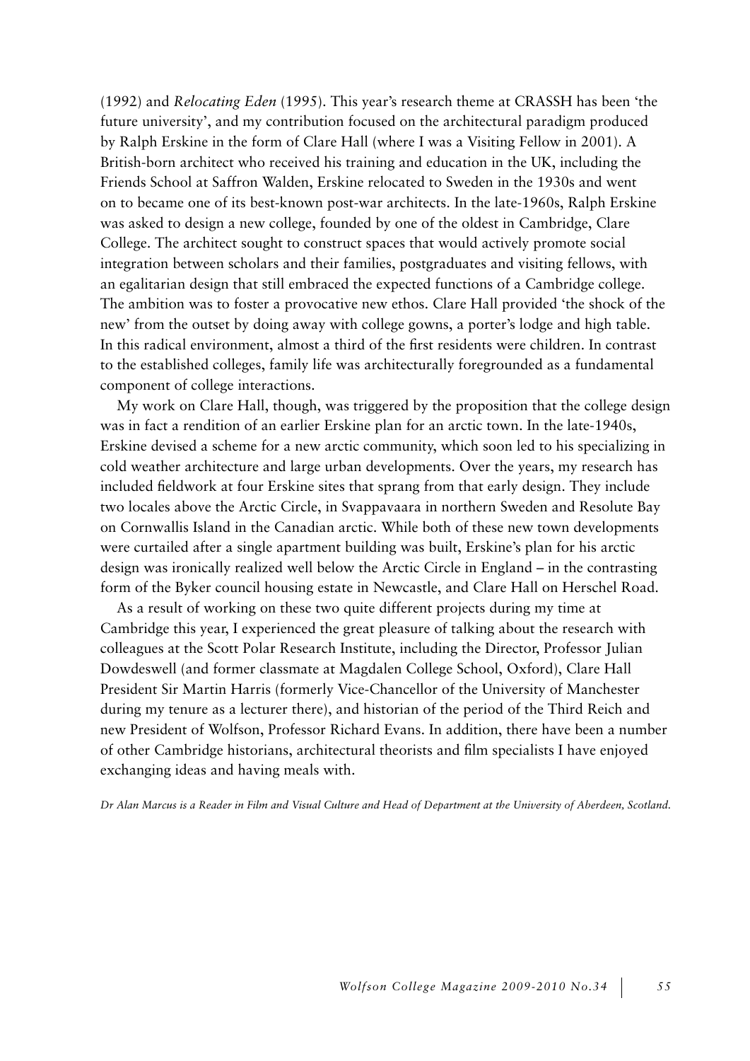(1992) and *Relocating Eden* (1995). This year's research theme at CRASSH has been 'the future university', and my contribution focused on the architectural paradigm produced by Ralph Erskine in the form of Clare Hall (where I was a Visiting Fellow in 2001). A British-born architect who received his training and education in the UK, including the Friends School at Saffron Walden, Erskine relocated to Sweden in the 1930s and went on to became one of its best-known post-war architects. In the late-1960s, Ralph Erskine was asked to design a new college, founded by one of the oldest in Cambridge, Clare College. The architect sought to construct spaces that would actively promote social integration between scholars and their families, postgraduates and visiting fellows, with an egalitarian design that still embraced the expected functions of a Cambridge college. The ambition was to foster a provocative new ethos. Clare Hall provided 'the shock of the new' from the outset by doing away with college gowns, a porter's lodge and high table. In this radical environment, almost a third of the first residents were children. In contrast to the established colleges, family life was architecturally foregrounded as a fundamental component of college interactions.

My work on Clare Hall, though, was triggered by the proposition that the college design was in fact a rendition of an earlier Erskine plan for an arctic town. In the late-1940s, Erskine devised a scheme for a new arctic community, which soon led to his specializing in cold weather architecture and large urban developments. Over the years, my research has included fieldwork at four Erskine sites that sprang from that early design. They include two locales above the Arctic Circle, in Svappavaara in northern Sweden and Resolute Bay on Cornwallis Island in the Canadian arctic. While both of these new town developments were curtailed after a single apartment building was built, Erskine's plan for his arctic design was ironically realized well below the Arctic Circle in England – in the contrasting form of the Byker council housing estate in Newcastle, and Clare Hall on Herschel Road.

As a result of working on these two quite different projects during my time at Cambridge this year, I experienced the great pleasure of talking about the research with colleagues at the Scott Polar Research Institute, including the Director, Professor Julian Dowdeswell (and former classmate at Magdalen College School, Oxford), Clare Hall President Sir Martin Harris (formerly Vice-Chancellor of the University of Manchester during my tenure as a lecturer there), and historian of the period of the Third Reich and new President of Wolfson, Professor Richard Evans. In addition, there have been a number of other Cambridge historians, architectural theorists and film specialists I have enjoyed exchanging ideas and having meals with.

*Dr Alan Marcus is a Reader in Film and Visual Culture and Head of Department at the University of Aberdeen, Scotland.*